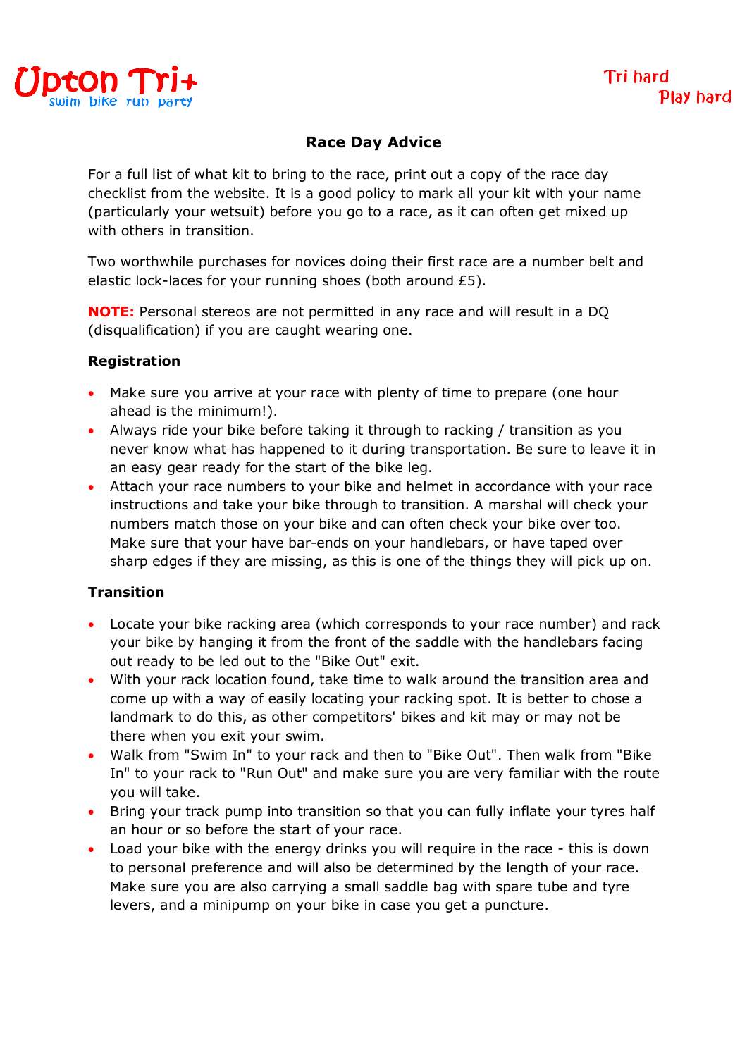Upton Tri+
swim bike run party

Tri hard
Play hard

# Race Day Advice

For a full list of what kit to bring to the race, print out a copy of the race day checklist from the website. It is a good policy to mark all your kit with your name (particularly your wetsuit) before you go to a race, as it can often get mixed up with others in transition.

Two worthwhile purchases for novices doing their first race are a number belt and elastic lock-laces for your running shoes (both around £5).

**NOTE:** Personal stereos are not permitted in any race and will result in a DQ (disqualification) if you are caught wearing one.

### Registration

- Make sure you arrive at your race with plenty of time to prepare (one hour ahead is the minimum!).
- Always ride your bike before taking it through to racking / transition as you never know what has happened to it during transportation. Be sure to leave it in an easy gear ready for the start of the bike leg.
- Attach your race numbers to your bike and helmet in accordance with your race instructions and take your bike through to transition. A marshal will check your numbers match those on your bike and can often check your bike over too. Make sure that your have bar-ends on your handlebars, or have taped over sharp edges if they are missing, as this is one of the things they will pick up on.

### Transition

- Locate your bike racking area (which corresponds to your race number) and rack your bike by hanging it from the front of the saddle with the handlebars facing out ready to be led out to the "Bike Out" exit.
- With your rack location found, take time to walk around the transition area and come up with a way of easily locating your racking spot. It is better to chose a landmark to do this, as other competitors' bikes and kit may or may not be there when you exit your swim.
- Walk from "Swim In" to your rack and then to "Bike Out". Then walk from "Bike In" to your rack to "Run Out" and make sure you are very familiar with the route you will take.
- Bring your track pump into transition so that you can fully inflate your tyres half an hour or so before the start of your race.
- Load your bike with the energy drinks you will require in the race - this is down to personal preference and will also be determined by the length of your race. Make sure you are also carrying a small saddle bag with spare tube and tyre levers, and a minipump on your bike in case you get a puncture.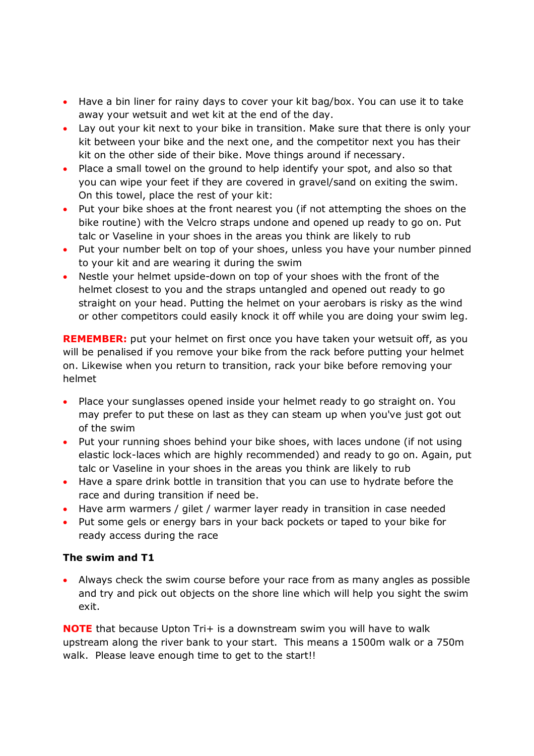- Have a bin liner for rainy days to cover your kit bag/box. You can use it to take away your wetsuit and wet kit at the end of the day.
- Lay out your kit next to your bike in transition. Make sure that there is only your kit between your bike and the next one, and the competitor next you has their kit on the other side of their bike. Move things around if necessary.
- Place a small towel on the ground to help identify your spot, and also so that you can wipe your feet if they are covered in gravel/sand on exiting the swim. On this towel, place the rest of your kit:
- Put your bike shoes at the front nearest you (if not attempting the shoes on the bike routine) with the Velcro straps undone and opened up ready to go on. Put talc or Vaseline in your shoes in the areas you think are likely to rub
- Put your number belt on top of your shoes, unless you have your number pinned to your kit and are wearing it during the swim
- Nestle your helmet upside-down on top of your shoes with the front of the helmet closest to you and the straps untangled and opened out ready to go straight on your head. Putting the helmet on your aerobars is risky as the wind or other competitors could easily knock it off while you are doing your swim leg.

**REMEMBER:** put your helmet on first once you have taken your wetsuit off, as you will be penalised if you remove your bike from the rack before putting your helmet on. Likewise when you return to transition, rack your bike before removing your helmet

- Place your sunglasses opened inside your helmet ready to go straight on. You may prefer to put these on last as they can steam up when you've just got out of the swim
- Put your running shoes behind your bike shoes, with laces undone (if not using elastic lock-laces which are highly recommended) and ready to go on. Again, put talc or Vaseline in your shoes in the areas you think are likely to rub
- Have a spare drink bottle in transition that you can use to hydrate before the race and during transition if need be.
- Have arm warmers / gilet / warmer layer ready in transition in case needed
- Put some gels or energy bars in your back pockets or taped to your bike for ready access during the race

**The swim and T1**

- Always check the swim course before your race from as many angles as possible and try and pick out objects on the shore line which will help you sight the swim exit.

**NOTE** that because Upton Tri+ is a downstream swim you will have to walk upstream along the river bank to your start. This means a 1500m walk or a 750m walk. Please leave enough time to get to the start!!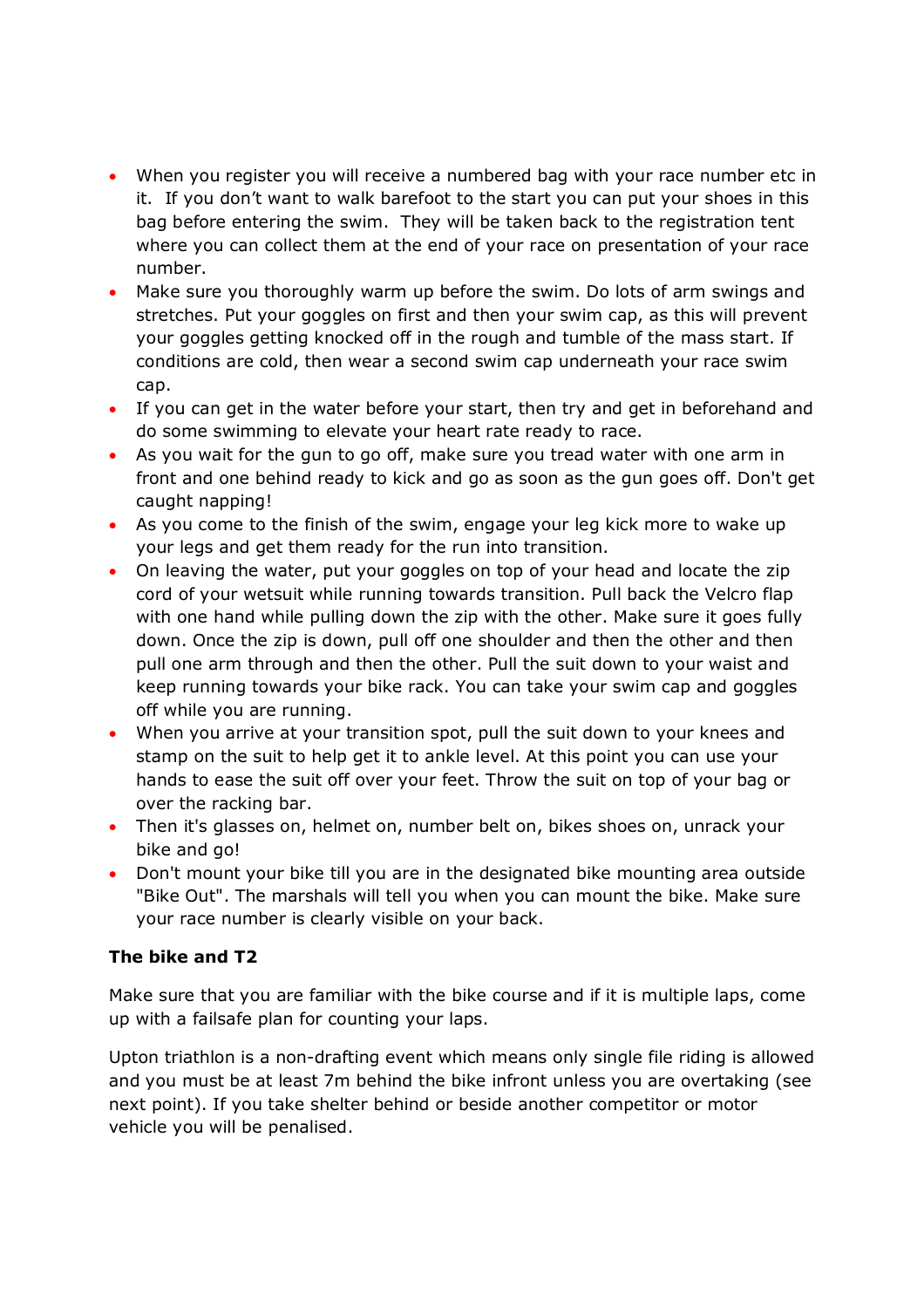- When you register you will receive a numbered bag with your race number etc in it. If you don't want to walk barefoot to the start you can put your shoes in this bag before entering the swim. They will be taken back to the registration tent where you can collect them at the end of your race on presentation of your race number.
- Make sure you thoroughly warm up before the swim. Do lots of arm swings and stretches. Put your goggles on first and then your swim cap, as this will prevent your goggles getting knocked off in the rough and tumble of the mass start. If conditions are cold, then wear a second swim cap underneath your race swim cap.
- If you can get in the water before your start, then try and get in beforehand and do some swimming to elevate your heart rate ready to race.
- As you wait for the gun to go off, make sure you tread water with one arm in front and one behind ready to kick and go as soon as the gun goes off. Don't get caught napping!
- As you come to the finish of the swim, engage your leg kick more to wake up your legs and get them ready for the run into transition.
- On leaving the water, put your goggles on top of your head and locate the zip cord of your wetsuit while running towards transition. Pull back the Velcro flap with one hand while pulling down the zip with the other. Make sure it goes fully down. Once the zip is down, pull off one shoulder and then the other and then pull one arm through and then the other. Pull the suit down to your waist and keep running towards your bike rack. You can take your swim cap and goggles off while you are running.
- When you arrive at your transition spot, pull the suit down to your knees and stamp on the suit to help get it to ankle level. At this point you can use your hands to ease the suit off over your feet. Throw the suit on top of your bag or over the racking bar.
- Then it's glasses on, helmet on, number belt on, bikes shoes on, unrack your bike and go!
- Don't mount your bike till you are in the designated bike mounting area outside "Bike Out". The marshals will tell you when you can mount the bike. Make sure your race number is clearly visible on your back.

**The bike and T2**

Make sure that you are familiar with the bike course and if it is multiple laps, come up with a failsafe plan for counting your laps.

Upton triathlon is a non-drafting event which means only single file riding is allowed and you must be at least 7m behind the bike infront unless you are overtaking (see next point). If you take shelter behind or beside another competitor or motor vehicle you will be penalised.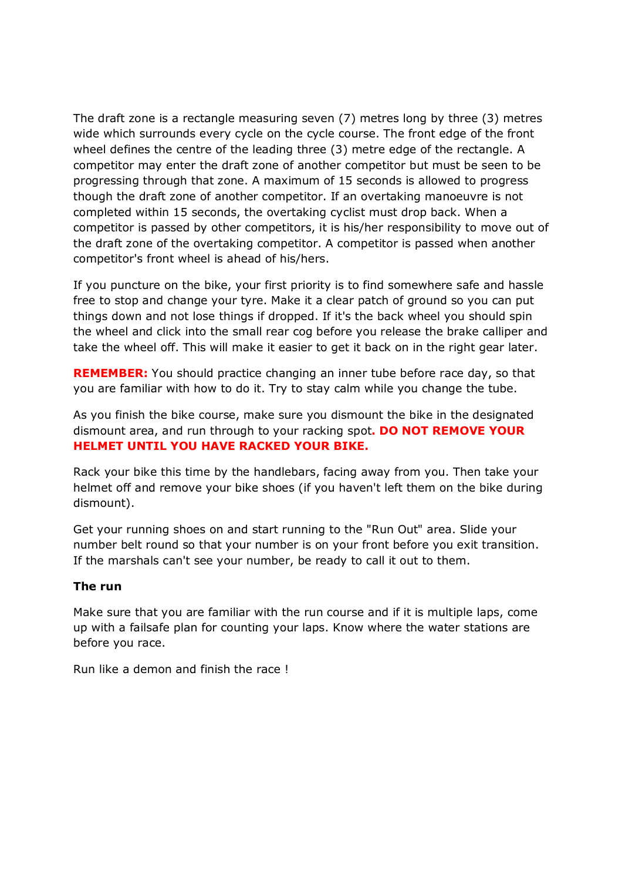The draft zone is a rectangle measuring seven (7) metres long by three (3) metres wide which surrounds every cycle on the cycle course. The front edge of the front wheel defines the centre of the leading three (3) metre edge of the rectangle. A competitor may enter the draft zone of another competitor but must be seen to be progressing through that zone. A maximum of 15 seconds is allowed to progress though the draft zone of another competitor. If an overtaking manoeuvre is not completed within 15 seconds, the overtaking cyclist must drop back. When a competitor is passed by other competitors, it is his/her responsibility to move out of the draft zone of the overtaking competitor. A competitor is passed when another competitor's front wheel is ahead of his/hers.

If you puncture on the bike, your first priority is to find somewhere safe and hassle free to stop and change your tyre. Make it a clear patch of ground so you can put things down and not lose things if dropped. If it's the back wheel you should spin the wheel and click into the small rear cog before you release the brake calliper and take the wheel off. This will make it easier to get it back on in the right gear later.

**REMEMBER:** You should practice changing an inner tube before race day, so that you are familiar with how to do it. Try to stay calm while you change the tube.

As you finish the bike course, make sure you dismount the bike in the designated dismount area, and run through to your racking spot**. DO NOT REMOVE YOUR HELMET UNTIL YOU HAVE RACKED YOUR BIKE.**

Rack your bike this time by the handlebars, facing away from you. Then take your helmet off and remove your bike shoes (if you haven't left them on the bike during dismount).

Get your running shoes on and start running to the "Run Out" area. Slide your number belt round so that your number is on your front before you exit transition. If the marshals can't see your number, be ready to call it out to them.

**The run**

Make sure that you are familiar with the run course and if it is multiple laps, come up with a failsafe plan for counting your laps. Know where the water stations are before you race.

Run like a demon and finish the race !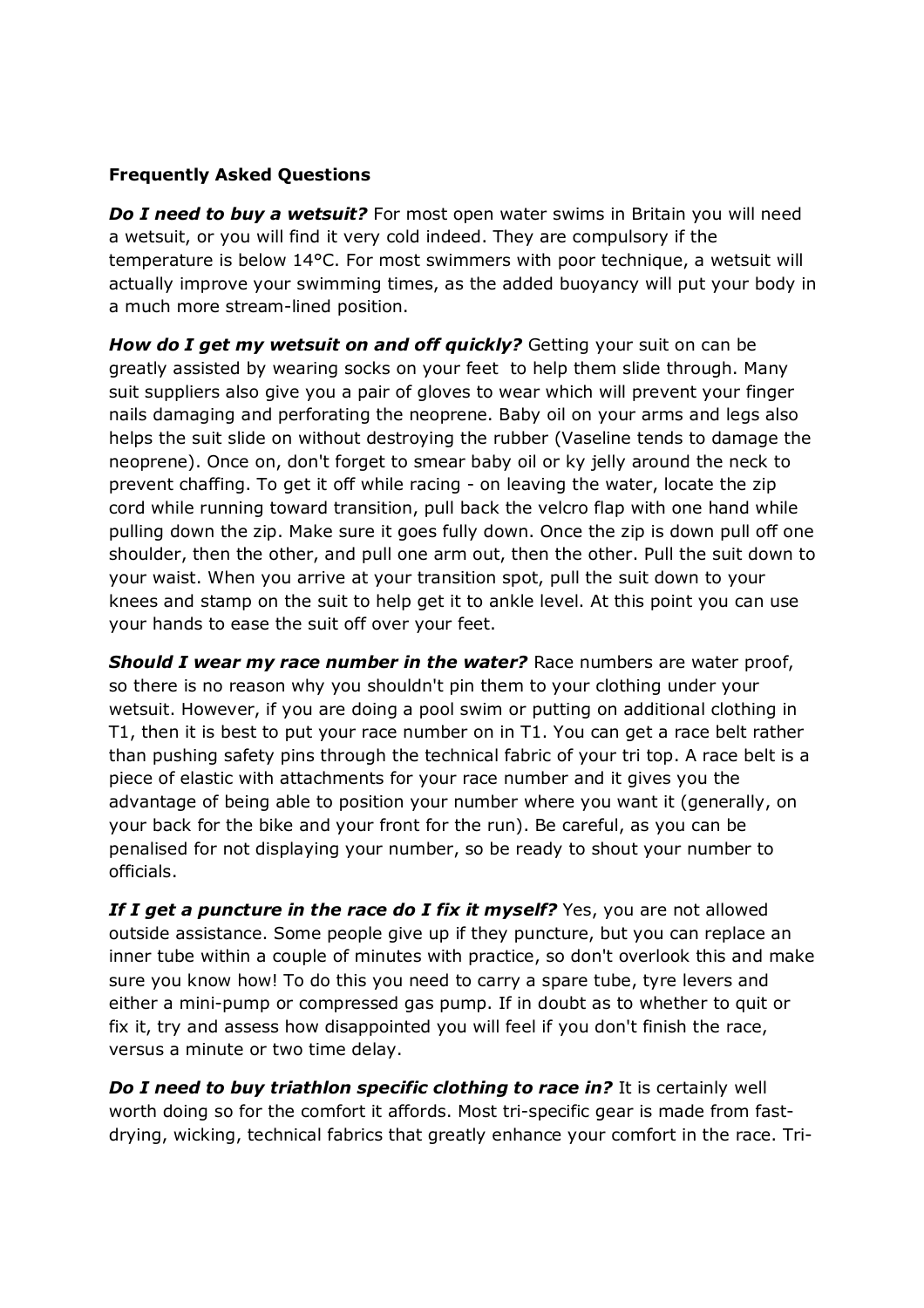**Frequently Asked Questions**

***Do I need to buy a wetsuit?*** For most open water swims in Britain you will need a wetsuit, or you will find it very cold indeed. They are compulsory if the temperature is below 14°C. For most swimmers with poor technique, a wetsuit will actually improve your swimming times, as the added buoyancy will put your body in a much more stream-lined position.

***How do I get my wetsuit on and off quickly?*** Getting your suit on can be greatly assisted by wearing socks on your feet to help them slide through. Many suit suppliers also give you a pair of gloves to wear which will prevent your finger nails damaging and perforating the neoprene. Baby oil on your arms and legs also helps the suit slide on without destroying the rubber (Vaseline tends to damage the neoprene). Once on, don't forget to smear baby oil or ky jelly around the neck to prevent chaffing. To get it off while racing - on leaving the water, locate the zip cord while running toward transition, pull back the velcro flap with one hand while pulling down the zip. Make sure it goes fully down. Once the zip is down pull off one shoulder, then the other, and pull one arm out, then the other. Pull the suit down to your waist. When you arrive at your transition spot, pull the suit down to your knees and stamp on the suit to help get it to ankle level. At this point you can use your hands to ease the suit off over your feet.

***Should I wear my race number in the water?*** Race numbers are water proof, so there is no reason why you shouldn't pin them to your clothing under your wetsuit. However, if you are doing a pool swim or putting on additional clothing in T1, then it is best to put your race number on in T1. You can get a race belt rather than pushing safety pins through the technical fabric of your tri top. A race belt is a piece of elastic with attachments for your race number and it gives you the advantage of being able to position your number where you want it (generally, on your back for the bike and your front for the run). Be careful, as you can be penalised for not displaying your number, so be ready to shout your number to officials.

***If I get a puncture in the race do I fix it myself?*** Yes, you are not allowed outside assistance. Some people give up if they puncture, but you can replace an inner tube within a couple of minutes with practice, so don't overlook this and make sure you know how! To do this you need to carry a spare tube, tyre levers and either a mini-pump or compressed gas pump. If in doubt as to whether to quit or fix it, try and assess how disappointed you will feel if you don't finish the race, versus a minute or two time delay.

***Do I need to buy triathlon specific clothing to race in?*** It is certainly well worth doing so for the comfort it affords. Most tri-specific gear is made from fast-drying, wicking, technical fabrics that greatly enhance your comfort in the race. Tri-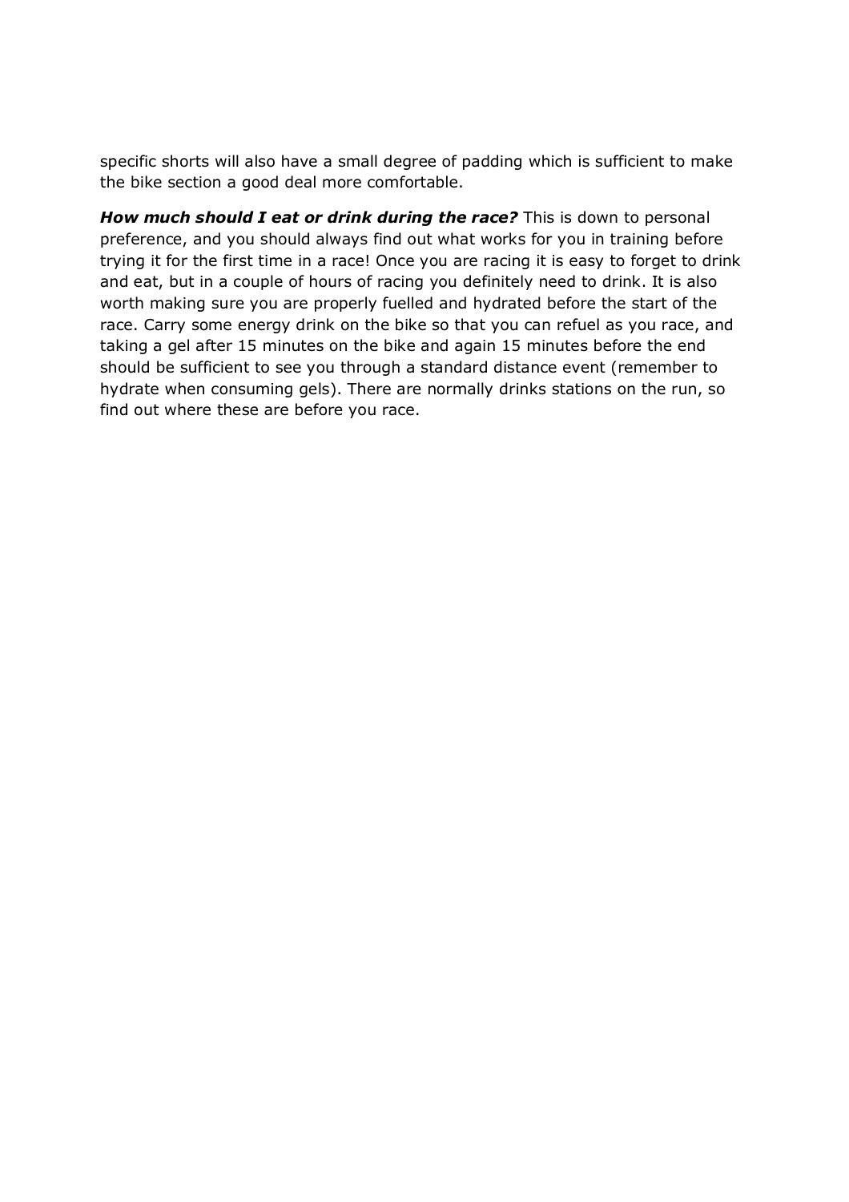specific shorts will also have a small degree of padding which is sufficient to make the bike section a good deal more comfortable.

***How much should I eat or drink during the race?*** This is down to personal preference, and you should always find out what works for you in training before trying it for the first time in a race! Once you are racing it is easy to forget to drink and eat, but in a couple of hours of racing you definitely need to drink. It is also worth making sure you are properly fuelled and hydrated before the start of the race. Carry some energy drink on the bike so that you can refuel as you race, and taking a gel after 15 minutes on the bike and again 15 minutes before the end should be sufficient to see you through a standard distance event (remember to hydrate when consuming gels). There are normally drinks stations on the run, so find out where these are before you race.